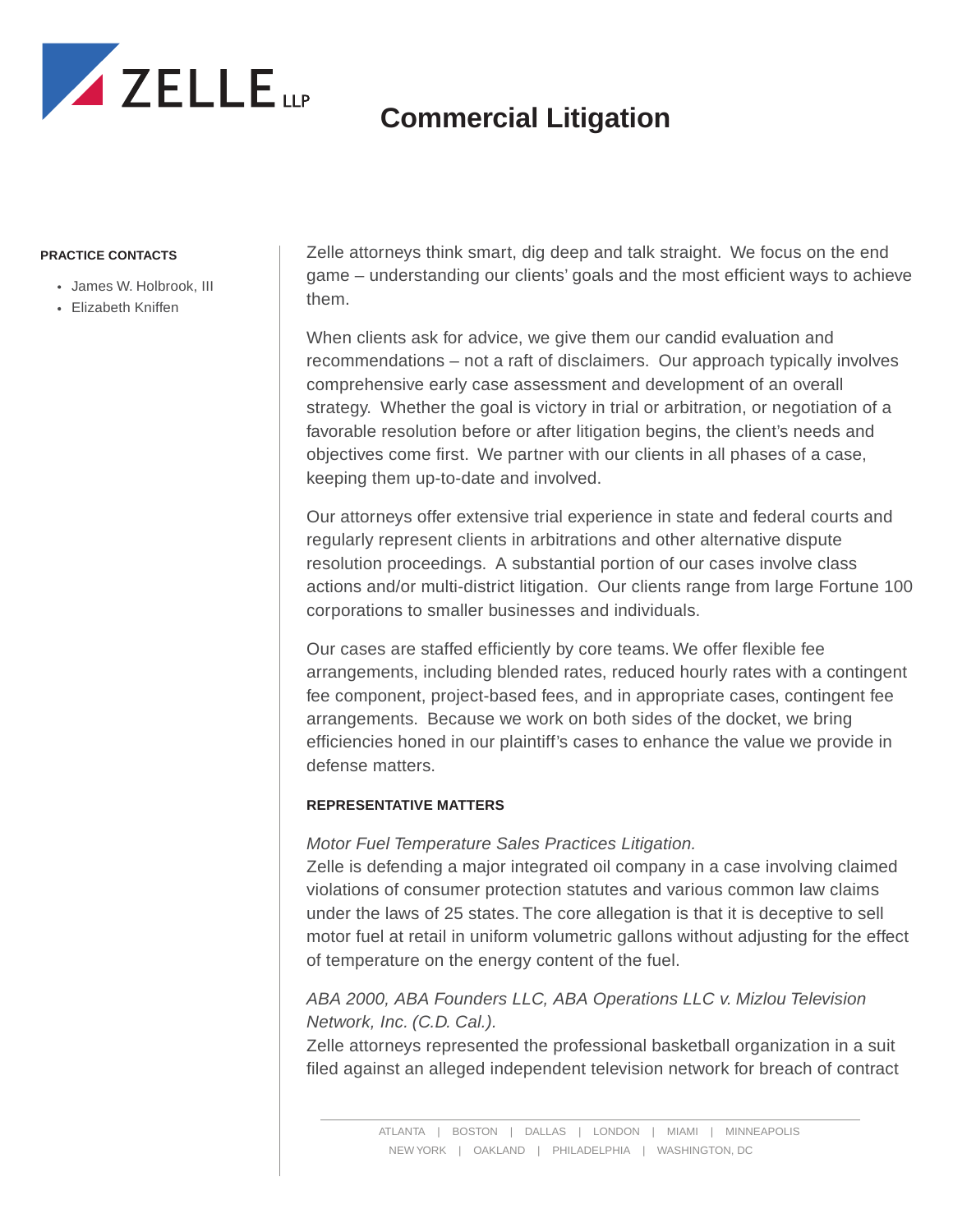ZELLE LLP

# Commercial Litigation

**PRACTICE CONTACTS**

- James W. Holbrook, III
- Elizabeth Kniffen

Zelle attorneys think smart, dig deep and talk straight. We focus on the end game – understanding our clients' goals and the most efficient ways to achieve them.

When clients ask for advice, we give them our candid evaluation and recommendations – not a raft of disclaimers. Our approach typically involves comprehensive early case assessment and development of an overall strategy. Whether the goal is victory in trial or arbitration, or negotiation of a favorable resolution before or after litigation begins, the client's needs and objectives come first. We partner with our clients in all phases of a case, keeping them up-to-date and involved.

Our attorneys offer extensive trial experience in state and federal courts and regularly represent clients in arbitrations and other alternative dispute resolution proceedings. A substantial portion of our cases involve class actions and/or multi-district litigation. Our clients range from large Fortune 100 corporations to smaller businesses and individuals.

Our cases are staffed efficiently by core teams. We offer flexible fee arrangements, including blended rates, reduced hourly rates with a contingent fee component, project-based fees, and in appropriate cases, contingent fee arrangements. Because we work on both sides of the docket, we bring efficiencies honed in our plaintiff's cases to enhance the value we provide in defense matters.

**REPRESENTATIVE MATTERS**

*Motor Fuel Temperature Sales Practices Litigation.*
Zelle is defending a major integrated oil company in a case involving claimed violations of consumer protection statutes and various common law claims under the laws of 25 states. The core allegation is that it is deceptive to sell motor fuel at retail in uniform volumetric gallons without adjusting for the effect of temperature on the energy content of the fuel.

*ABA 2000, ABA Founders LLC, ABA Operations LLC v. Mizlou Television Network, Inc. (C.D. Cal.).*
Zelle attorneys represented the professional basketball organization in a suit filed against an alleged independent television network for breach of contract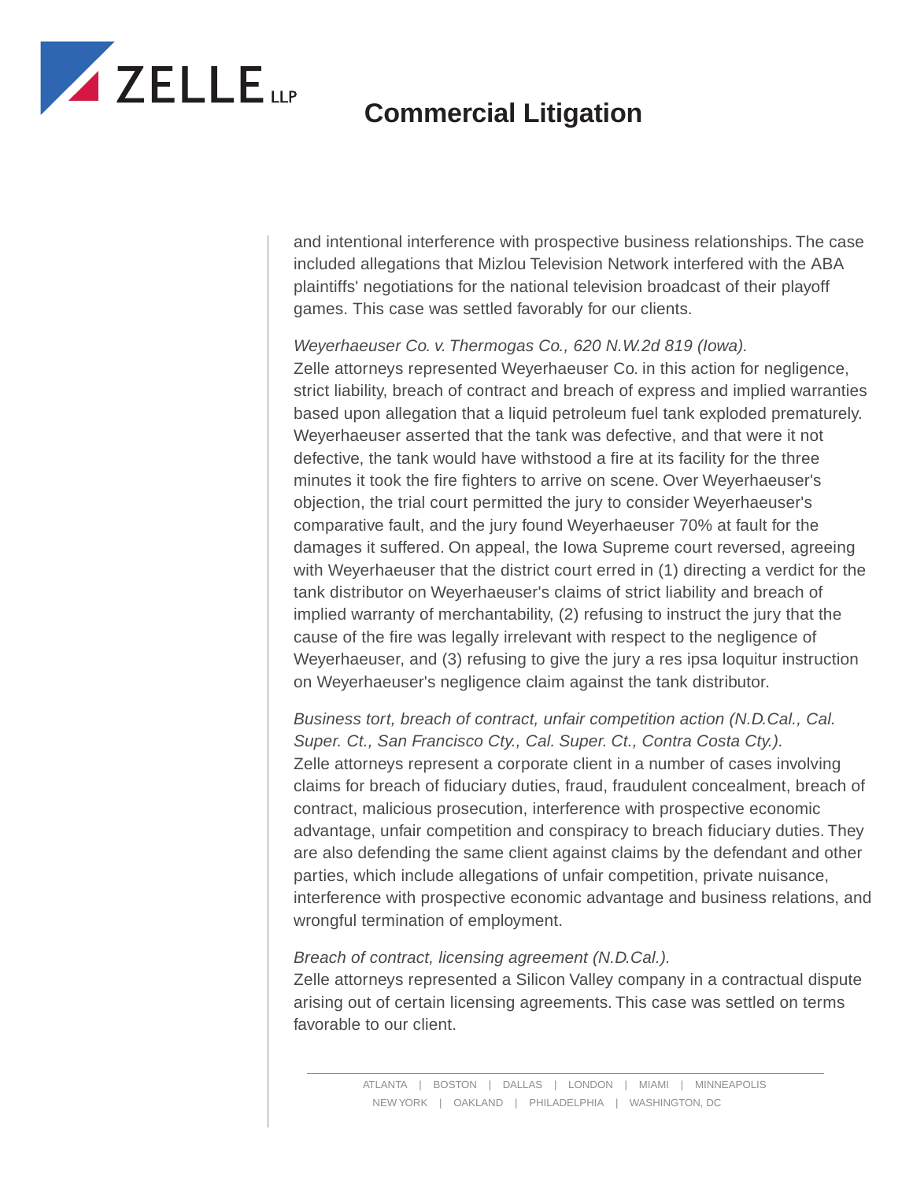and intentional interference with prospective business relationships. The case included allegations that Mizlou Television Network interfered with the ABA plaintiffs' negotiations for the national television broadcast of their playoff games. This case was settled favorably for our clients.

*Weyerhaeuser Co. v. Thermogas Co., 620 N.W.2d 819 (Iowa).*
Zelle attorneys represented Weyerhaeuser Co. in this action for negligence, strict liability, breach of contract and breach of express and implied warranties based upon allegation that a liquid petroleum fuel tank exploded prematurely. Weyerhaeuser asserted that the tank was defective, and that were it not defective, the tank would have withstood a fire at its facility for the three minutes it took the fire fighters to arrive on scene. Over Weyerhaeuser's objection, the trial court permitted the jury to consider Weyerhaeuser's comparative fault, and the jury found Weyerhaeuser 70% at fault for the damages it suffered. On appeal, the Iowa Supreme court reversed, agreeing with Weyerhaeuser that the district court erred in (1) directing a verdict for the tank distributor on Weyerhaeuser's claims of strict liability and breach of implied warranty of merchantability, (2) refusing to instruct the jury that the cause of the fire was legally irrelevant with respect to the negligence of Weyerhaeuser, and (3) refusing to give the jury a res ipsa loquitur instruction on Weyerhaeuser's negligence claim against the tank distributor.

*Business tort, breach of contract, unfair competition action (N.D.Cal., Cal. Super. Ct., San Francisco Cty., Cal. Super. Ct., Contra Costa Cty.).*
Zelle attorneys represent a corporate client in a number of cases involving claims for breach of fiduciary duties, fraud, fraudulent concealment, breach of contract, malicious prosecution, interference with prospective economic advantage, unfair competition and conspiracy to breach fiduciary duties. They are also defending the same client against claims by the defendant and other parties, which include allegations of unfair competition, private nuisance, interference with prospective economic advantage and business relations, and wrongful termination of employment.

*Breach of contract, licensing agreement (N.D.Cal.).*
Zelle attorneys represented a Silicon Valley company in a contractual dispute arising out of certain licensing agreements. This case was settled on terms favorable to our client.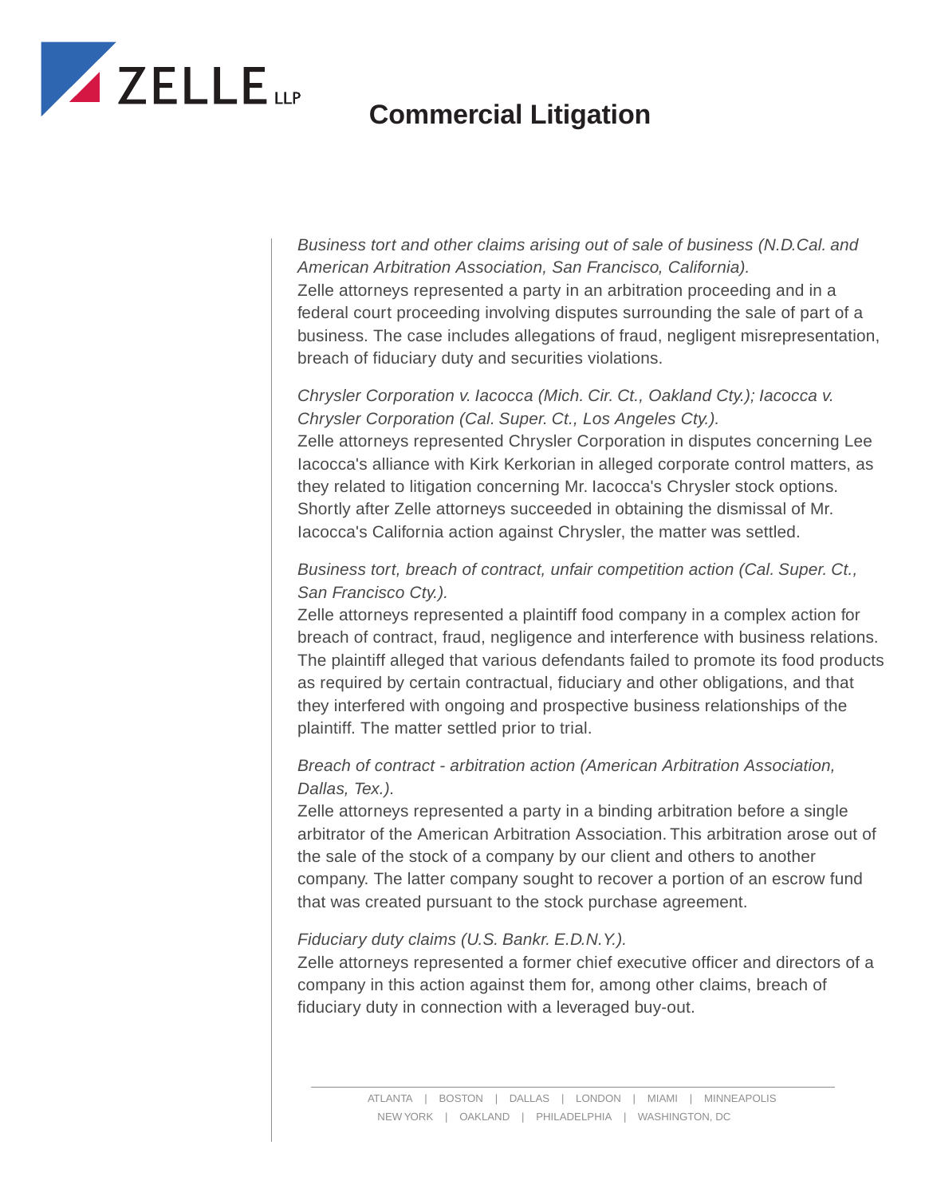# Commercial Litigation

*Business tort and other claims arising out of sale of business (N.D.Cal. and American Arbitration Association, San Francisco, California).*
Zelle attorneys represented a party in an arbitration proceeding and in a federal court proceeding involving disputes surrounding the sale of part of a business. The case includes allegations of fraud, negligent misrepresentation, breach of fiduciary duty and securities violations.

*Chrysler Corporation v. Iacocca (Mich. Cir. Ct., Oakland Cty.); Iacocca v. Chrysler Corporation (Cal. Super. Ct., Los Angeles Cty.).*
Zelle attorneys represented Chrysler Corporation in disputes concerning Lee Iacocca's alliance with Kirk Kerkorian in alleged corporate control matters, as they related to litigation concerning Mr. Iacocca's Chrysler stock options. Shortly after Zelle attorneys succeeded in obtaining the dismissal of Mr. Iacocca's California action against Chrysler, the matter was settled.

*Business tort, breach of contract, unfair competition action (Cal. Super. Ct., San Francisco Cty.).*
Zelle attorneys represented a plaintiff food company in a complex action for breach of contract, fraud, negligence and interference with business relations. The plaintiff alleged that various defendants failed to promote its food products as required by certain contractual, fiduciary and other obligations, and that they interfered with ongoing and prospective business relationships of the plaintiff. The matter settled prior to trial.

*Breach of contract - arbitration action (American Arbitration Association, Dallas, Tex.).*
Zelle attorneys represented a party in a binding arbitration before a single arbitrator of the American Arbitration Association. This arbitration arose out of the sale of the stock of a company by our client and others to another company. The latter company sought to recover a portion of an escrow fund that was created pursuant to the stock purchase agreement.

*Fiduciary duty claims (U.S. Bankr. E.D.N.Y.).*
Zelle attorneys represented a former chief executive officer and directors of a company in this action against them for, among other claims, breach of fiduciary duty in connection with a leveraged buy-out.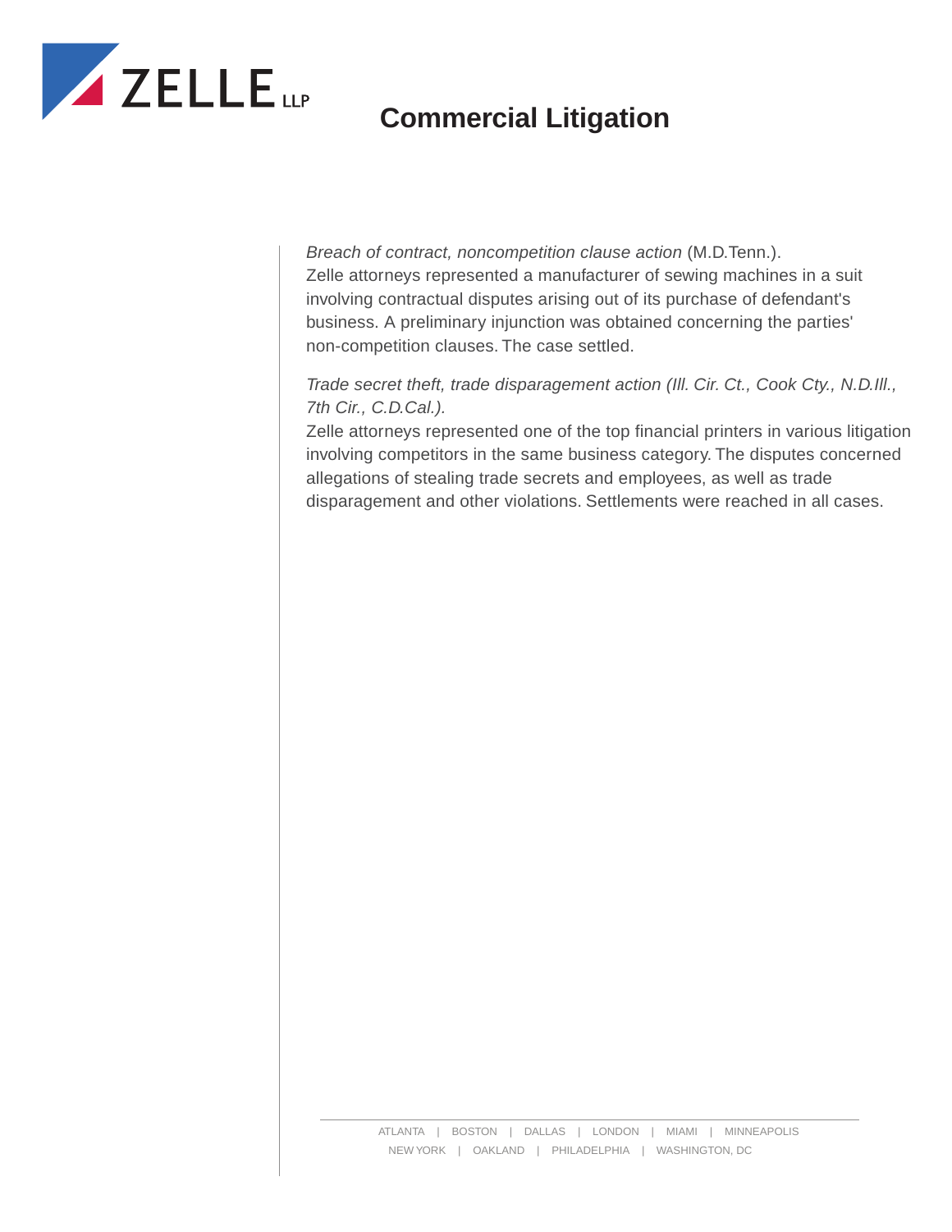*Breach of contract, noncompetition clause action* (M.D.Tenn.).
Zelle attorneys represented a manufacturer of sewing machines in a suit involving contractual disputes arising out of its purchase of defendant's business. A preliminary injunction was obtained concerning the parties' non-competition clauses. The case settled.

*Trade secret theft, trade disparagement action (Ill. Cir. Ct., Cook Cty., N.D.Ill., 7th Cir., C.D.Cal.).*
Zelle attorneys represented one of the top financial printers in various litigation involving competitors in the same business category. The disputes concerned allegations of stealing trade secrets and employees, as well as trade disparagement and other violations. Settlements were reached in all cases.